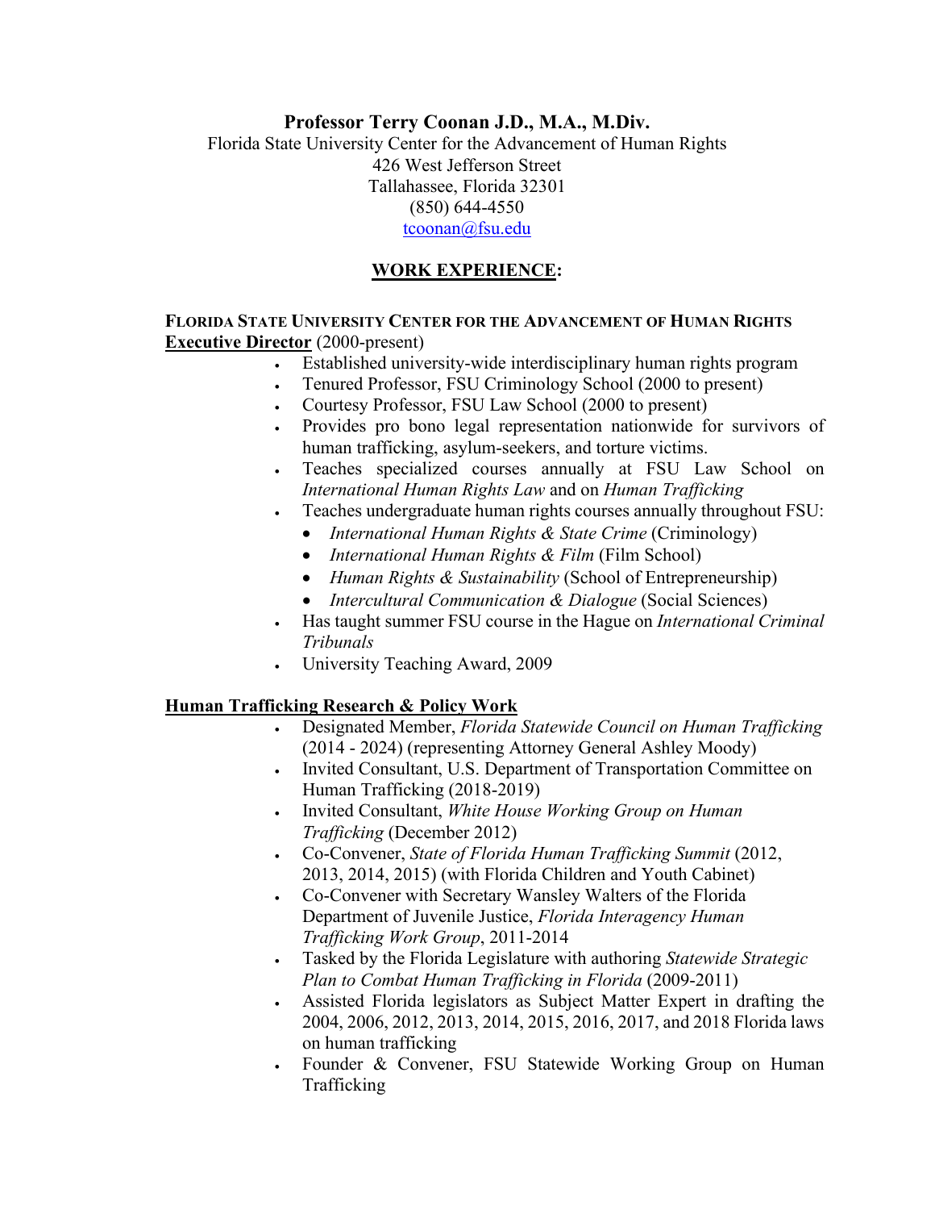# Professor Terry Coonan J.D., M.A., M.Div.

Florida State University Center for the Advancement of Human Rights
426 West Jefferson Street
Tallahassee, Florida 32301
(850) 644-4550
tcoonan@fsu.edu

## WORK EXPERIENCE:

**FLORIDA STATE UNIVERSITY CENTER FOR THE ADVANCEMENT OF HUMAN RIGHTS**
**Executive Director** (2000-present)

- Established university-wide interdisciplinary human rights program
- Tenured Professor, FSU Criminology School (2000 to present)
- Courtesy Professor, FSU Law School (2000 to present)
- Provides pro bono legal representation nationwide for survivors of human trafficking, asylum-seekers, and torture victims.
- Teaches specialized courses annually at FSU Law School on *International Human Rights Law* and on *Human Trafficking*
- Teaches undergraduate human rights courses annually throughout FSU:
  - *International Human Rights & State Crime* (Criminology)
  - *International Human Rights & Film* (Film School)
  - *Human Rights & Sustainability* (School of Entrepreneurship)
  - *Intercultural Communication & Dialogue* (Social Sciences)
- Has taught summer FSU course in the Hague on *International Criminal Tribunals*
- University Teaching Award, 2009

**Human Trafficking Research & Policy Work**

- Designated Member, *Florida Statewide Council on Human Trafficking* (2014 - 2024) (representing Attorney General Ashley Moody)
- Invited Consultant, U.S. Department of Transportation Committee on Human Trafficking (2018-2019)
- Invited Consultant, *White House Working Group on Human Trafficking* (December 2012)
- Co-Convener, *State of Florida Human Trafficking Summit* (2012, 2013, 2014, 2015) (with Florida Children and Youth Cabinet)
- Co-Convener with Secretary Wansley Walters of the Florida Department of Juvenile Justice, *Florida Interagency Human Trafficking Work Group*, 2011-2014
- Tasked by the Florida Legislature with authoring *Statewide Strategic Plan to Combat Human Trafficking in Florida* (2009-2011)
- Assisted Florida legislators as Subject Matter Expert in drafting the 2004, 2006, 2012, 2013, 2014, 2015, 2016, 2017, and 2018 Florida laws on human trafficking
- Founder & Convener, FSU Statewide Working Group on Human Trafficking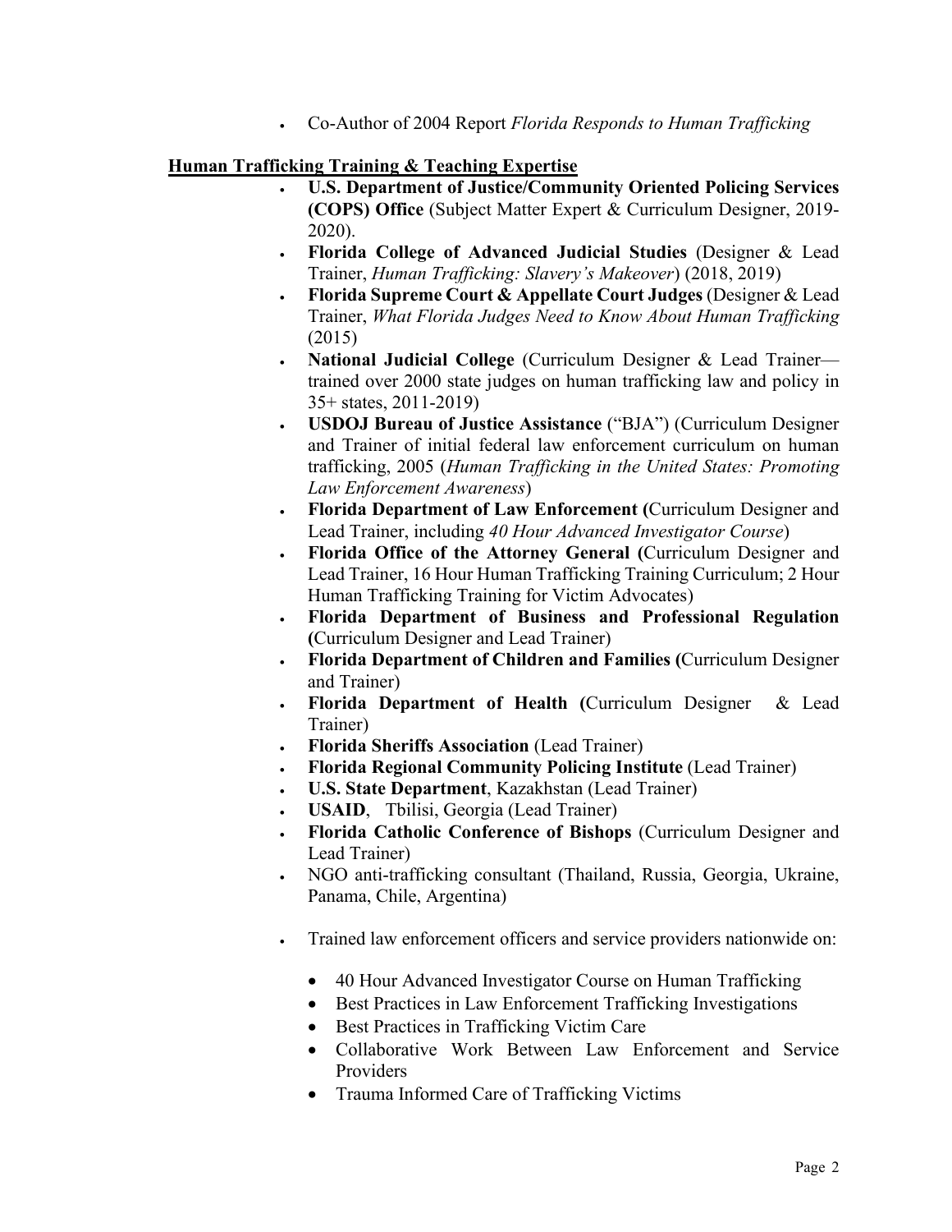- Co-Author of 2004 Report *Florida Responds to Human Trafficking*

## Human Trafficking Training & Teaching Expertise

- **U.S. Department of Justice/Community Oriented Policing Services (COPS) Office** (Subject Matter Expert & Curriculum Designer, 2019-2020).
- **Florida College of Advanced Judicial Studies** (Designer & Lead Trainer, *Human Trafficking: Slavery's Makeover*) (2018, 2019)
- **Florida Supreme Court & Appellate Court Judges** (Designer & Lead Trainer, *What Florida Judges Need to Know About Human Trafficking* (2015)
- **National Judicial College** (Curriculum Designer & Lead Trainer—trained over 2000 state judges on human trafficking law and policy in 35+ states, 2011-2019)
- **USDOJ Bureau of Justice Assistance** ("BJA") (Curriculum Designer and Trainer of initial federal law enforcement curriculum on human trafficking, 2005 (*Human Trafficking in the United States: Promoting Law Enforcement Awareness*)
- **Florida Department of Law Enforcement (**Curriculum Designer and Lead Trainer, including *40 Hour Advanced Investigator Course*)
- **Florida Office of the Attorney General (**Curriculum Designer and Lead Trainer, 16 Hour Human Trafficking Training Curriculum; 2 Hour Human Trafficking Training for Victim Advocates)
- **Florida Department of Business and Professional Regulation (**Curriculum Designer and Lead Trainer)
- **Florida Department of Children and Families (**Curriculum Designer and Trainer)
- **Florida Department of Health (**Curriculum Designer & Lead Trainer)
- **Florida Sheriffs Association** (Lead Trainer)
- **Florida Regional Community Policing Institute** (Lead Trainer)
- **U.S. State Department**, Kazakhstan (Lead Trainer)
- **USAID**, Tbilisi, Georgia (Lead Trainer)
- **Florida Catholic Conference of Bishops** (Curriculum Designer and Lead Trainer)
- NGO anti-trafficking consultant (Thailand, Russia, Georgia, Ukraine, Panama, Chile, Argentina)
- Trained law enforcement officers and service providers nationwide on:
  - 40 Hour Advanced Investigator Course on Human Trafficking
  - Best Practices in Law Enforcement Trafficking Investigations
  - Best Practices in Trafficking Victim Care
  - Collaborative Work Between Law Enforcement and Service Providers
  - Trauma Informed Care of Trafficking Victims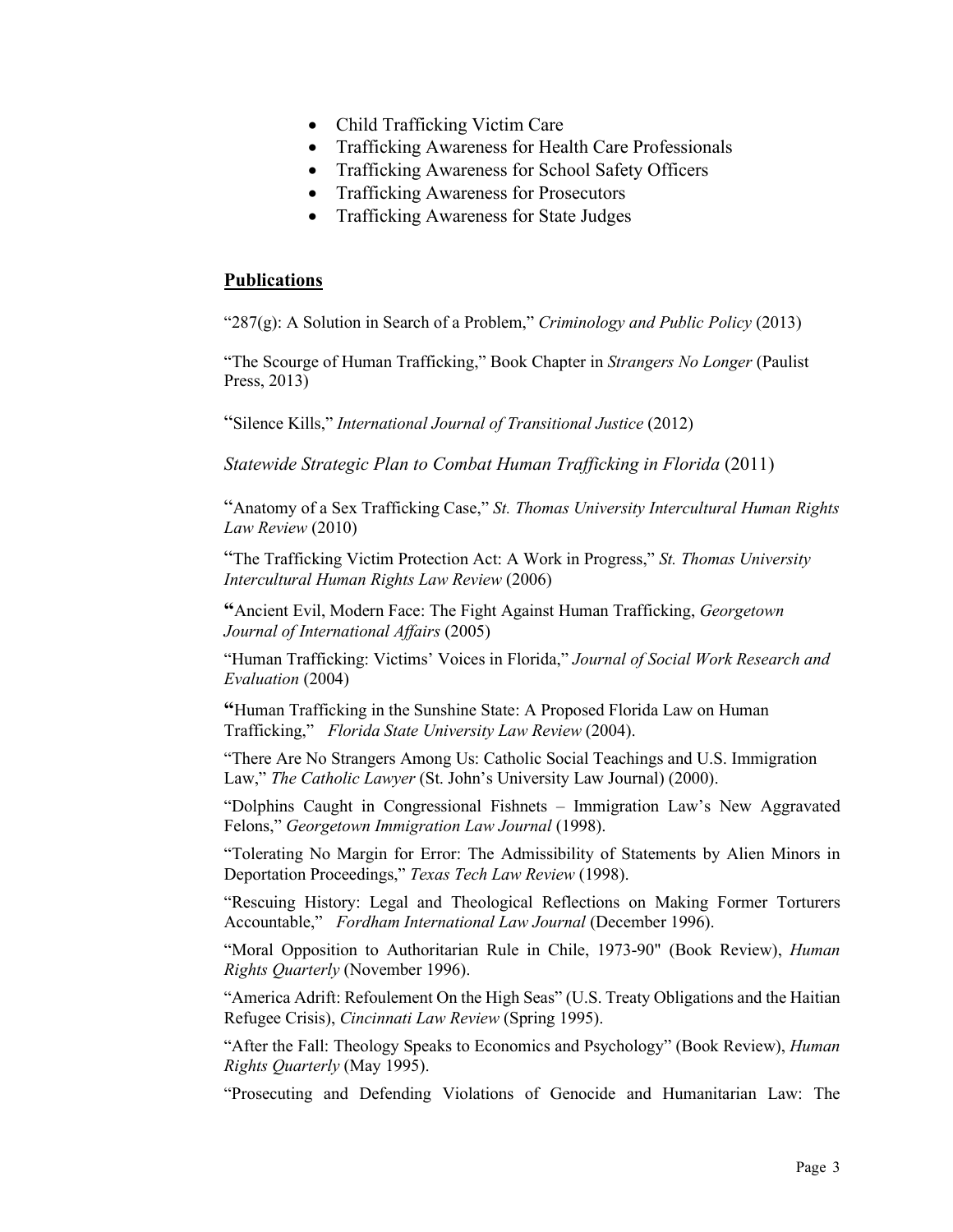- Child Trafficking Victim Care
- Trafficking Awareness for Health Care Professionals
- Trafficking Awareness for School Safety Officers
- Trafficking Awareness for Prosecutors
- Trafficking Awareness for State Judges

## **Publications**

"287(g): A Solution in Search of a Problem," *Criminology and Public Policy* (2013)

"The Scourge of Human Trafficking," Book Chapter in *Strangers No Longer* (Paulist Press, 2013)

"Silence Kills," *International Journal of Transitional Justice* (2012)

*Statewide Strategic Plan to Combat Human Trafficking in Florida* (2011)

"Anatomy of a Sex Trafficking Case," *St. Thomas University Intercultural Human Rights Law Review* (2010)

"The Trafficking Victim Protection Act: A Work in Progress," *St. Thomas University Intercultural Human Rights Law Review* (2006)

**"**Ancient Evil, Modern Face: The Fight Against Human Trafficking, *Georgetown Journal of International Affairs* (2005)

"Human Trafficking: Victims' Voices in Florida," *Journal of Social Work Research and Evaluation* (2004)

**"**Human Trafficking in the Sunshine State: A Proposed Florida Law on Human Trafficking," *Florida State University Law Review* (2004).

"There Are No Strangers Among Us: Catholic Social Teachings and U.S. Immigration Law," *The Catholic Lawyer* (St. John's University Law Journal) (2000).

"Dolphins Caught in Congressional Fishnets – Immigration Law's New Aggravated Felons," *Georgetown Immigration Law Journal* (1998).

"Tolerating No Margin for Error: The Admissibility of Statements by Alien Minors in Deportation Proceedings," *Texas Tech Law Review* (1998).

"Rescuing History: Legal and Theological Reflections on Making Former Torturers Accountable," *Fordham International Law Journal* (December 1996).

"Moral Opposition to Authoritarian Rule in Chile, 1973-90" (Book Review), *Human Rights Quarterly* (November 1996).

"America Adrift: Refoulement On the High Seas" (U.S. Treaty Obligations and the Haitian Refugee Crisis), *Cincinnati Law Review* (Spring 1995).

"After the Fall: Theology Speaks to Economics and Psychology" (Book Review), *Human Rights Quarterly* (May 1995).

"Prosecuting and Defending Violations of Genocide and Humanitarian Law: The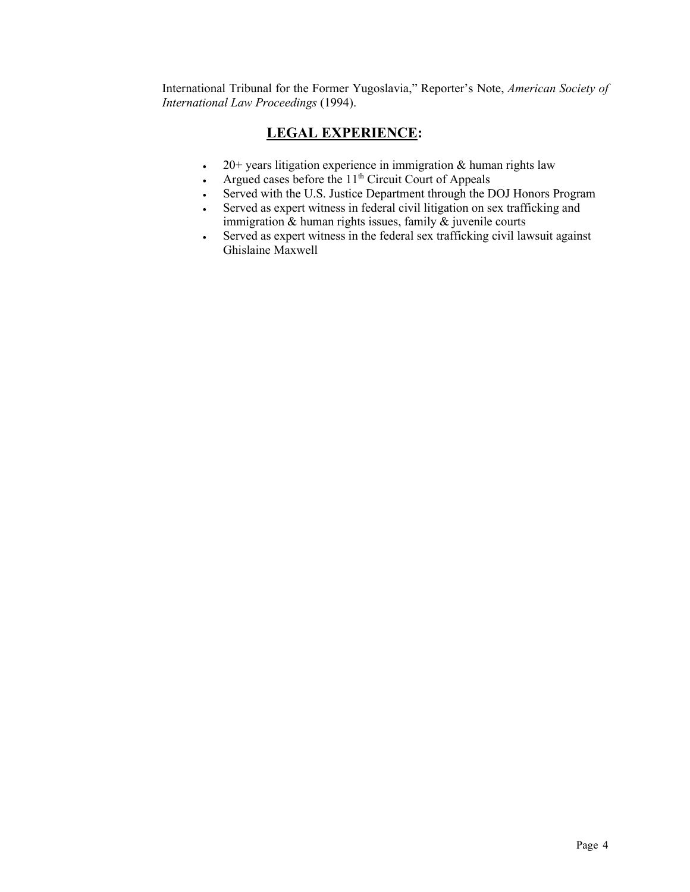International Tribunal for the Former Yugoslavia," Reporter's Note, *American Society of International Law Proceedings* (1994).

## **LEGAL EXPERIENCE:**

- 20+ years litigation experience in immigration & human rights law
- Argued cases before the 11th Circuit Court of Appeals
- Served with the U.S. Justice Department through the DOJ Honors Program
- Served as expert witness in federal civil litigation on sex trafficking and immigration & human rights issues, family & juvenile courts
- Served as expert witness in the federal sex trafficking civil lawsuit against Ghislaine Maxwell